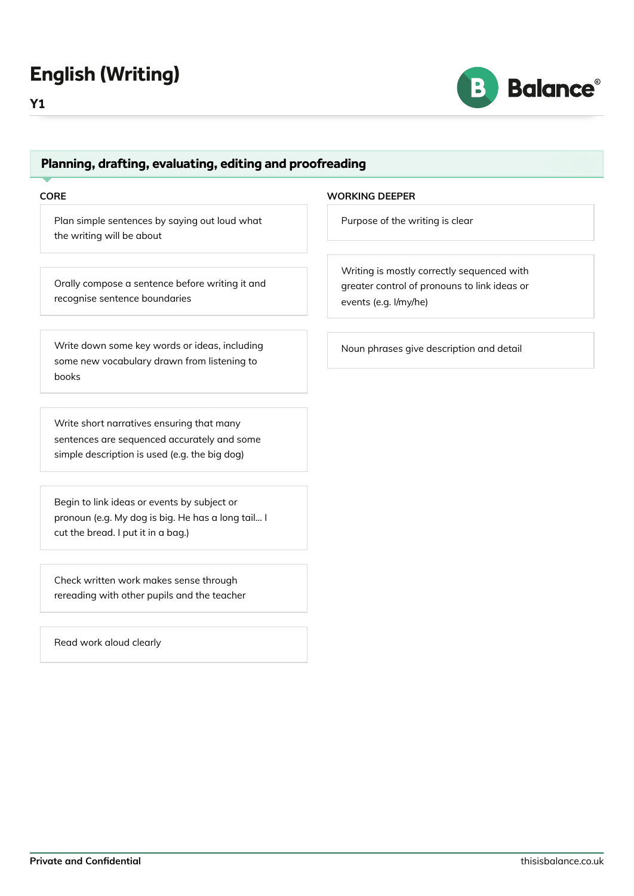# English (Writing)

**Y1**

## Planning, drafting, evaluating, editing and proofreading

### CORE

- Plan simple sentences by saying out loud what the writing will be about
- Orally compose a sentence before writing it and recognise sentence boundaries
- Write down some key words or ideas, including some new vocabulary drawn from listening to books
- Write short narratives ensuring that many sentences are sequenced accurately and some simple description is used (e.g. the big dog)
- Begin to link ideas or events by subject or pronoun (e.g. My dog is big. He has a long tail... I cut the bread. I put it in a bag.)
- Check written work makes sense through rereading with other pupils and the teacher
- Read work aloud clearly

### WORKING DEEPER

- Purpose of the writing is clear
- Writing is mostly correctly sequenced with greater control of pronouns to link ideas or events (e.g. I/my/he)
- Noun phrases give description and detail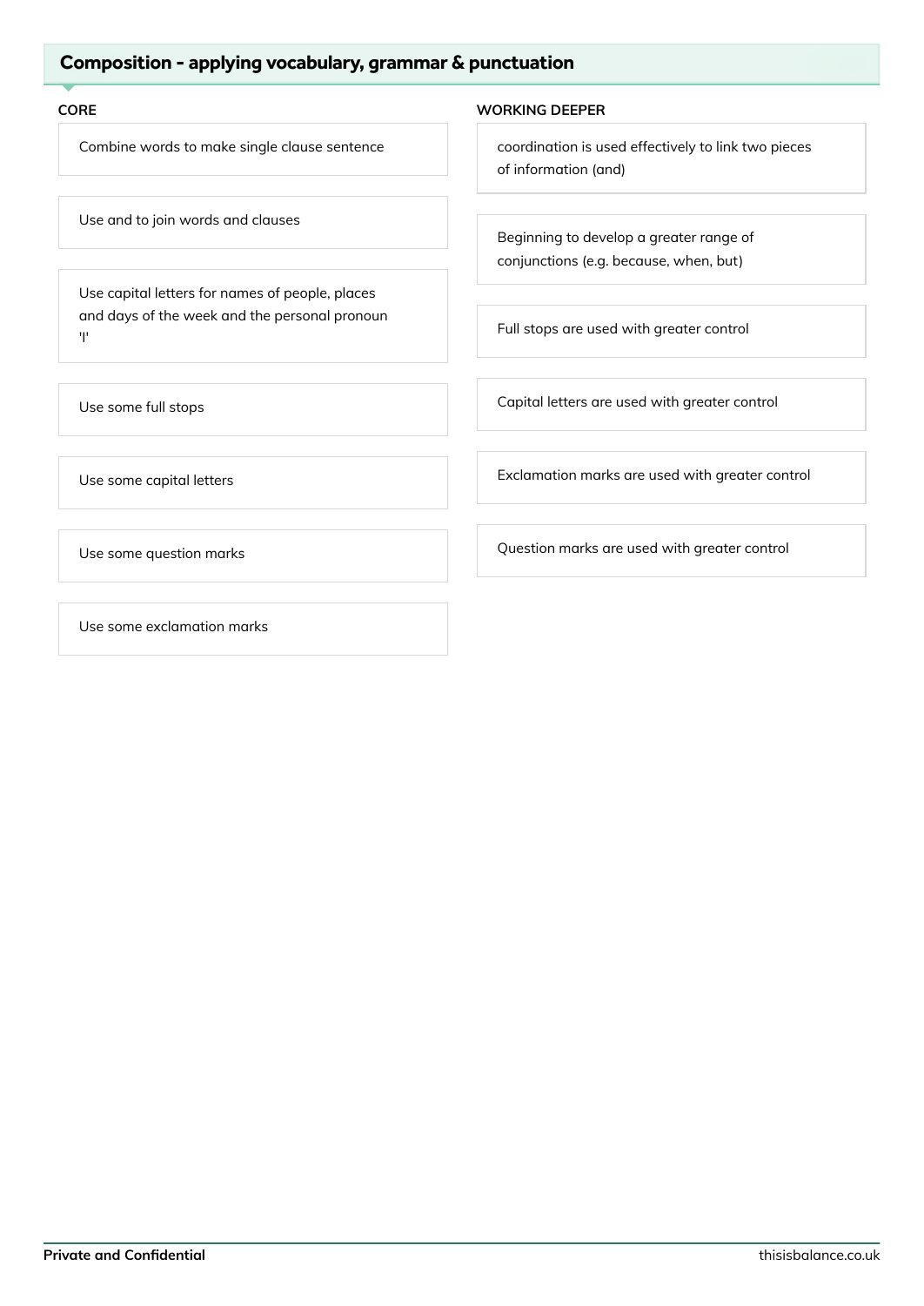## Composition - applying vocabulary, grammar & punctuation

### CORE

- Combine words to make single clause sentence
- Use and to join words and clauses
- Use capital letters for names of people, places and days of the week and the personal pronoun 'I'
- Use some full stops
- Use some capital letters
- Use some question marks
- Use some exclamation marks

### WORKING DEEPER

- coordination is used effectively to link two pieces of information (and)
- Beginning to develop a greater range of conjunctions (e.g. because, when, but)
- Full stops are used with greater control
- Capital letters are used with greater control
- Exclamation marks are used with greater control
- Question marks are used with greater control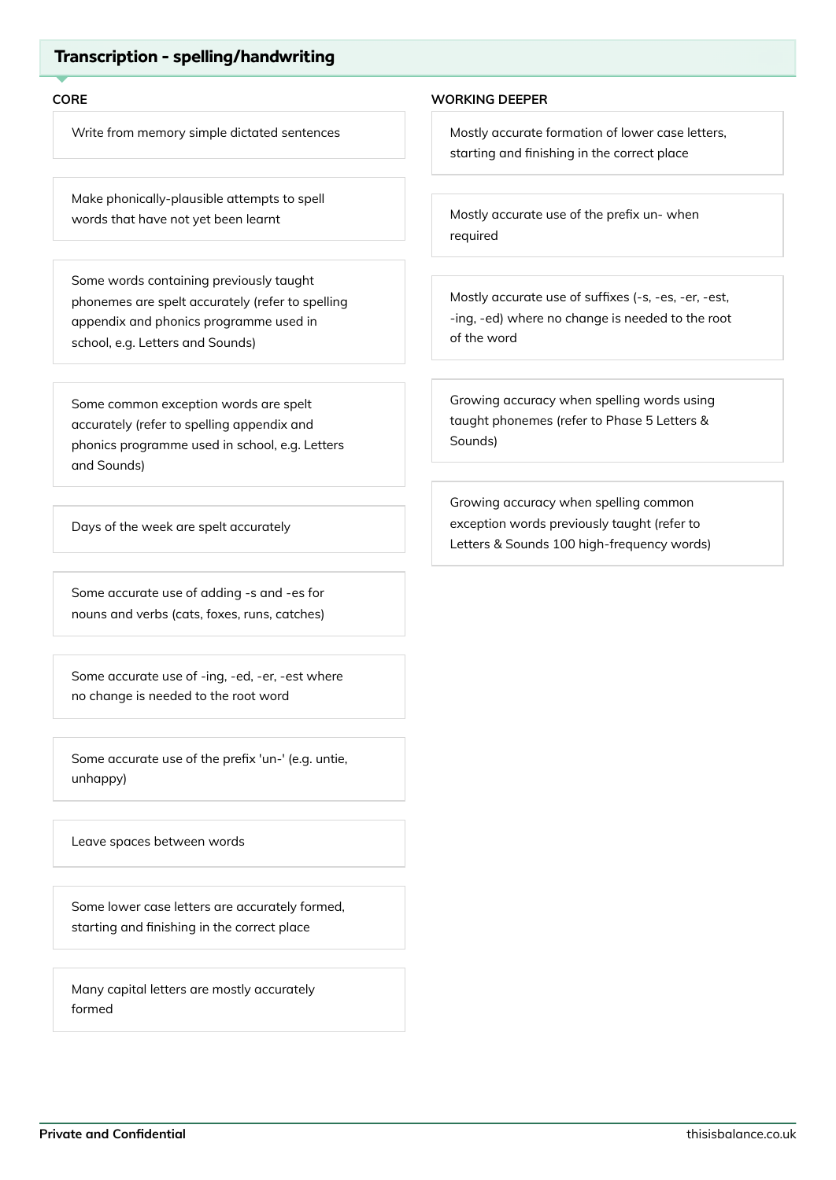## Transcription - spelling/handwriting

### CORE

- Write from memory simple dictated sentences
- Make phonically-plausible attempts to spell words that have not yet been learnt
- Some words containing previously taught phonemes are spelt accurately (refer to spelling appendix and phonics programme used in school, e.g. Letters and Sounds)
- Some common exception words are spelt accurately (refer to spelling appendix and phonics programme used in school, e.g. Letters and Sounds)
- Days of the week are spelt accurately
- Some accurate use of adding -s and -es for nouns and verbs (cats, foxes, runs, catches)
- Some accurate use of -ing, -ed, -er, -est where no change is needed to the root word
- Some accurate use of the prefix 'un-' (e.g. untie, unhappy)
- Leave spaces between words
- Some lower case letters are accurately formed, starting and finishing in the correct place
- Many capital letters are mostly accurately formed

### WORKING DEEPER

- Mostly accurate formation of lower case letters, starting and finishing in the correct place
- Mostly accurate use of the prefix un- when required
- Mostly accurate use of suffixes (-s, -es, -er, -est, -ing, -ed) where no change is needed to the root of the word
- Growing accuracy when spelling words using taught phonemes (refer to Phase 5 Letters & Sounds)
- Growing accuracy when spelling common exception words previously taught (refer to Letters & Sounds 100 high-frequency words)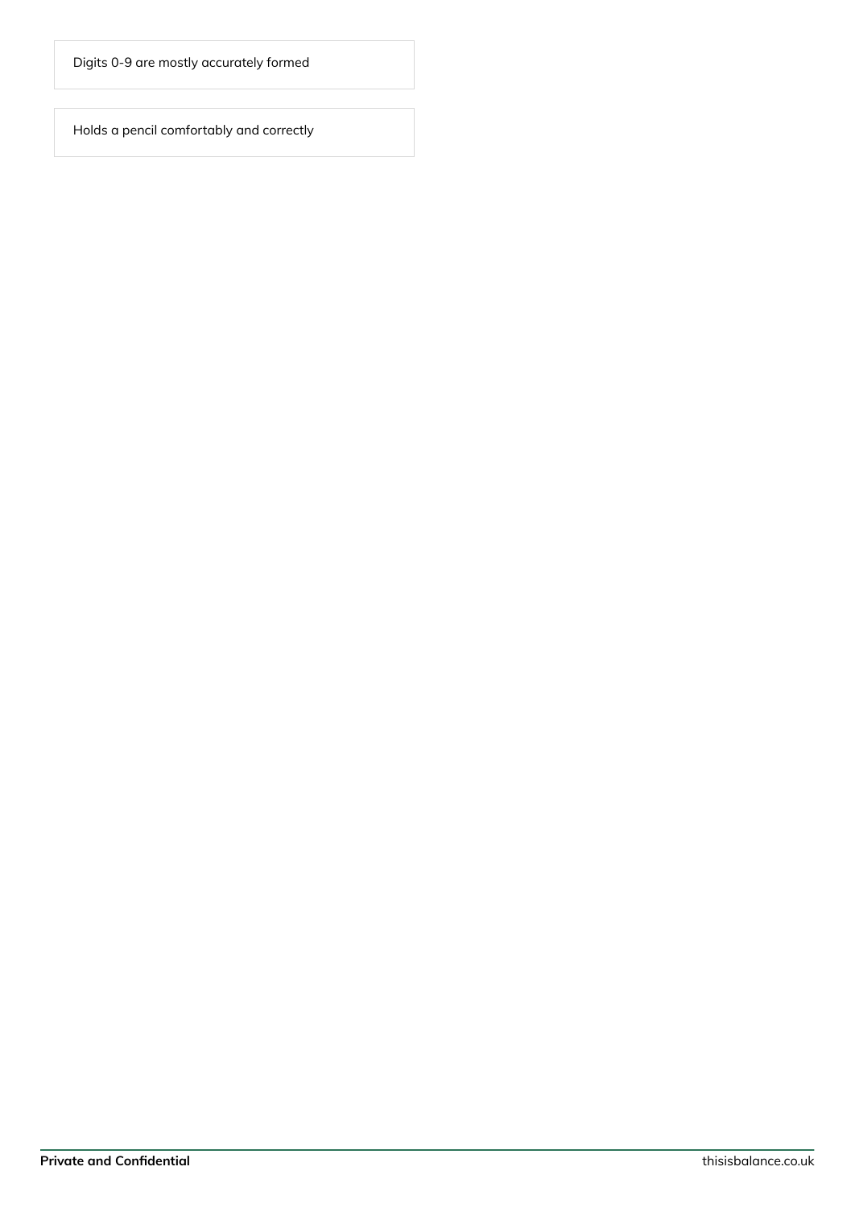Digits 0-9 are mostly accurately formed

Holds a pencil comfortably and correctly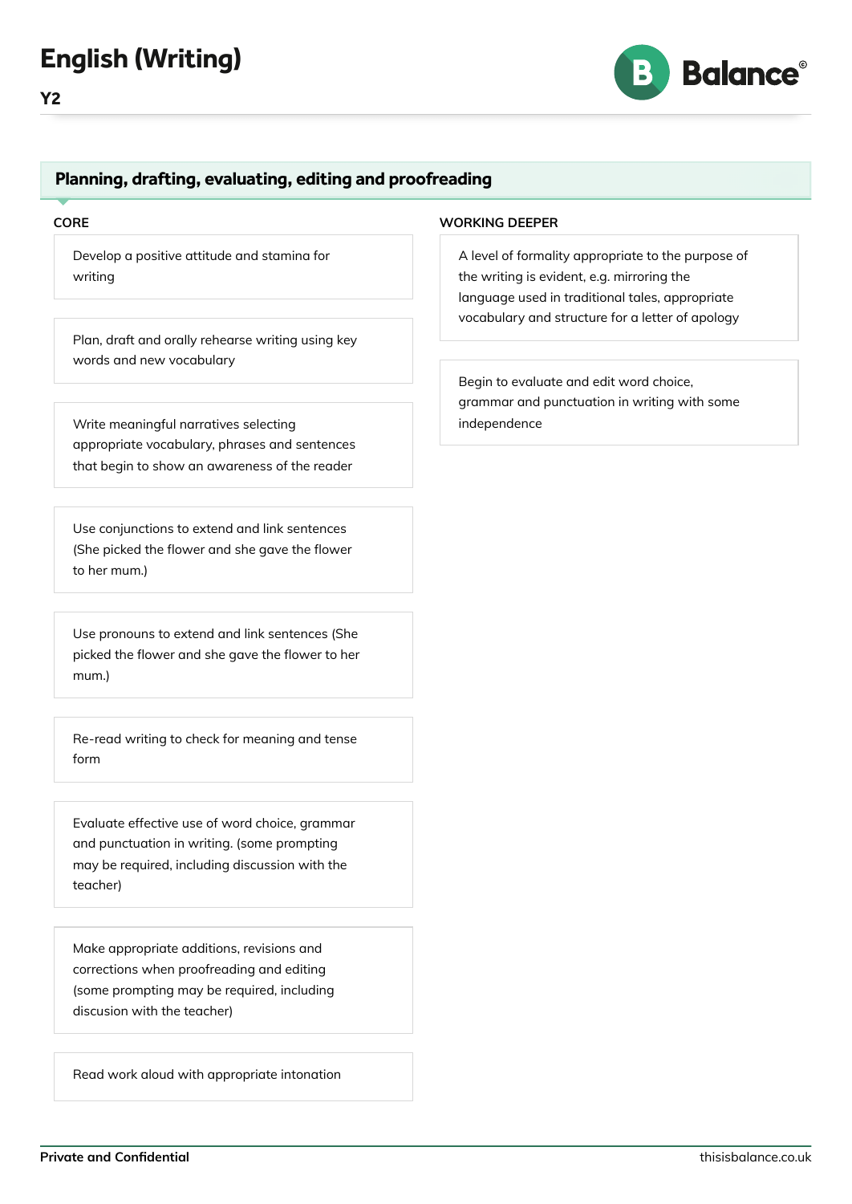# English (Writing)

**Y2**

## Planning, drafting, evaluating, editing and proofreading

### CORE

- Develop a positive attitude and stamina for writing
- Plan, draft and orally rehearse writing using key words and new vocabulary
- Write meaningful narratives selecting appropriate vocabulary, phrases and sentences that begin to show an awareness of the reader
- Use conjunctions to extend and link sentences (She picked the flower and she gave the flower to her mum.)
- Use pronouns to extend and link sentences (She picked the flower and she gave the flower to her mum.)
- Re-read writing to check for meaning and tense form
- Evaluate effective use of word choice, grammar and punctuation in writing. (some prompting may be required, including discussion with the teacher)
- Make appropriate additions, revisions and corrections when proofreading and editing (some prompting may be required, including discusion with the teacher)
- Read work aloud with appropriate intonation

### WORKING DEEPER

- A level of formality appropriate to the purpose of the writing is evident, e.g. mirroring the language used in traditional tales, appropriate vocabulary and structure for a letter of apology
- Begin to evaluate and edit word choice, grammar and punctuation in writing with some independence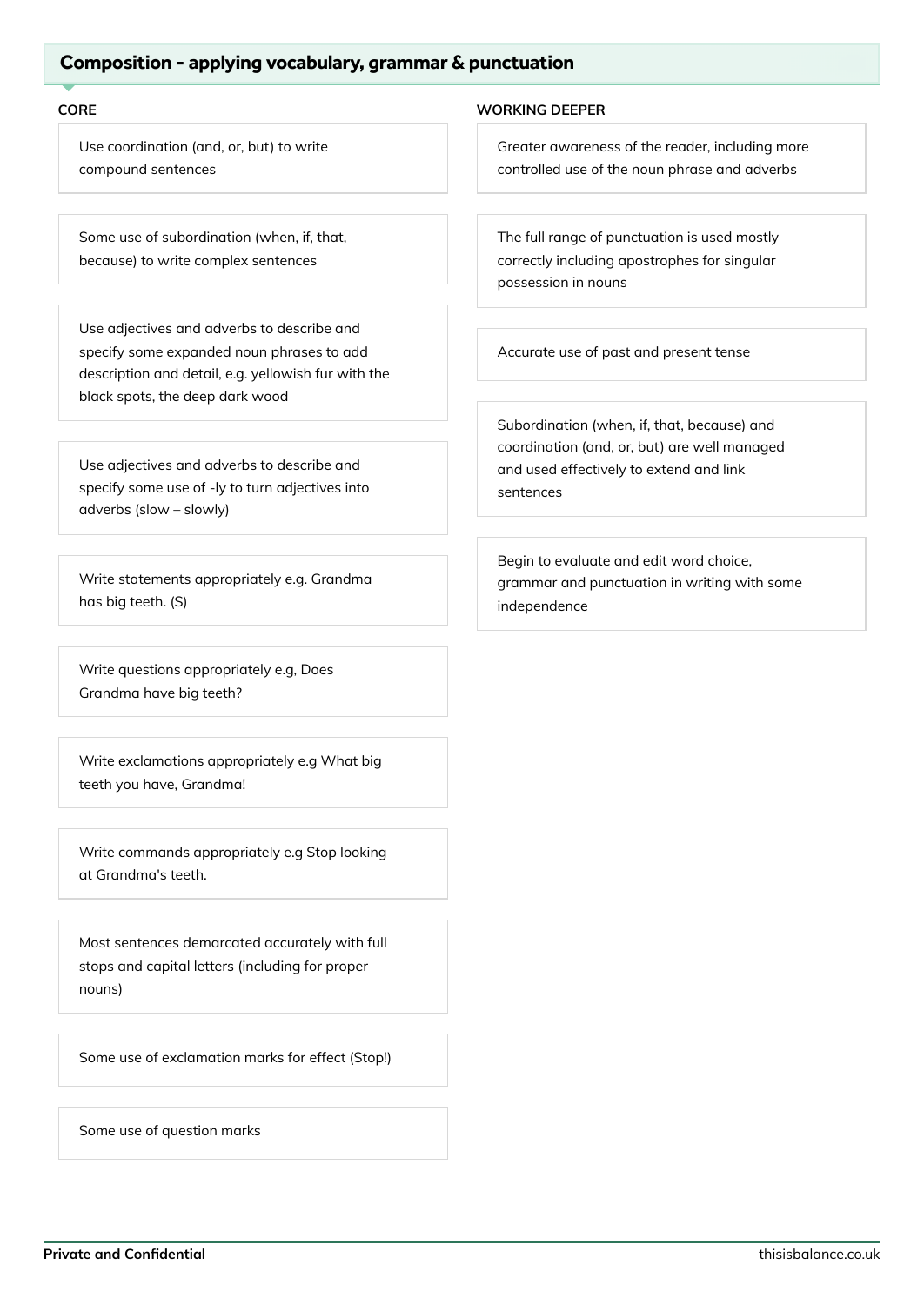## Composition - applying vocabulary, grammar & punctuation

### CORE

- Use coordination (and, or, but) to write compound sentences
- Some use of subordination (when, if, that, because) to write complex sentences
- Use adjectives and adverbs to describe and specify some expanded noun phrases to add description and detail, e.g. yellowish fur with the black spots, the deep dark wood
- Use adjectives and adverbs to describe and specify some use of -ly to turn adjectives into adverbs (slow – slowly)
- Write statements appropriately e.g. Grandma has big teeth. (S)
- Write questions appropriately e.g, Does Grandma have big teeth?
- Write exclamations appropriately e.g What big teeth you have, Grandma!
- Write commands appropriately e.g Stop looking at Grandma's teeth.
- Most sentences demarcated accurately with full stops and capital letters (including for proper nouns)
- Some use of exclamation marks for effect (Stop!)
- Some use of question marks

### WORKING DEEPER

- Greater awareness of the reader, including more controlled use of the noun phrase and adverbs
- The full range of punctuation is used mostly correctly including apostrophes for singular possession in nouns
- Accurate use of past and present tense
- Subordination (when, if, that, because) and coordination (and, or, but) are well managed and used effectively to extend and link sentences
- Begin to evaluate and edit word choice, grammar and punctuation in writing with some independence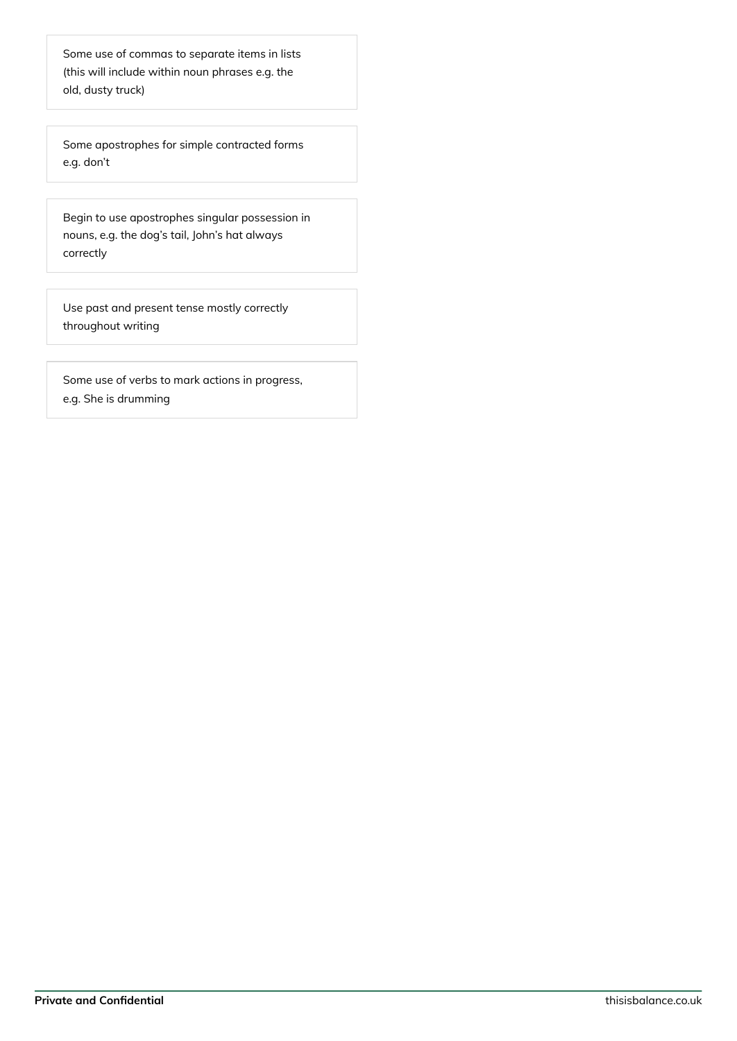Some use of commas to separate items in lists (this will include within noun phrases e.g. the old, dusty truck)

Some apostrophes for simple contracted forms e.g. don't

Begin to use apostrophes singular possession in nouns, e.g. the dog's tail, John's hat always correctly

Use past and present tense mostly correctly throughout writing

Some use of verbs to mark actions in progress, e.g. She is drumming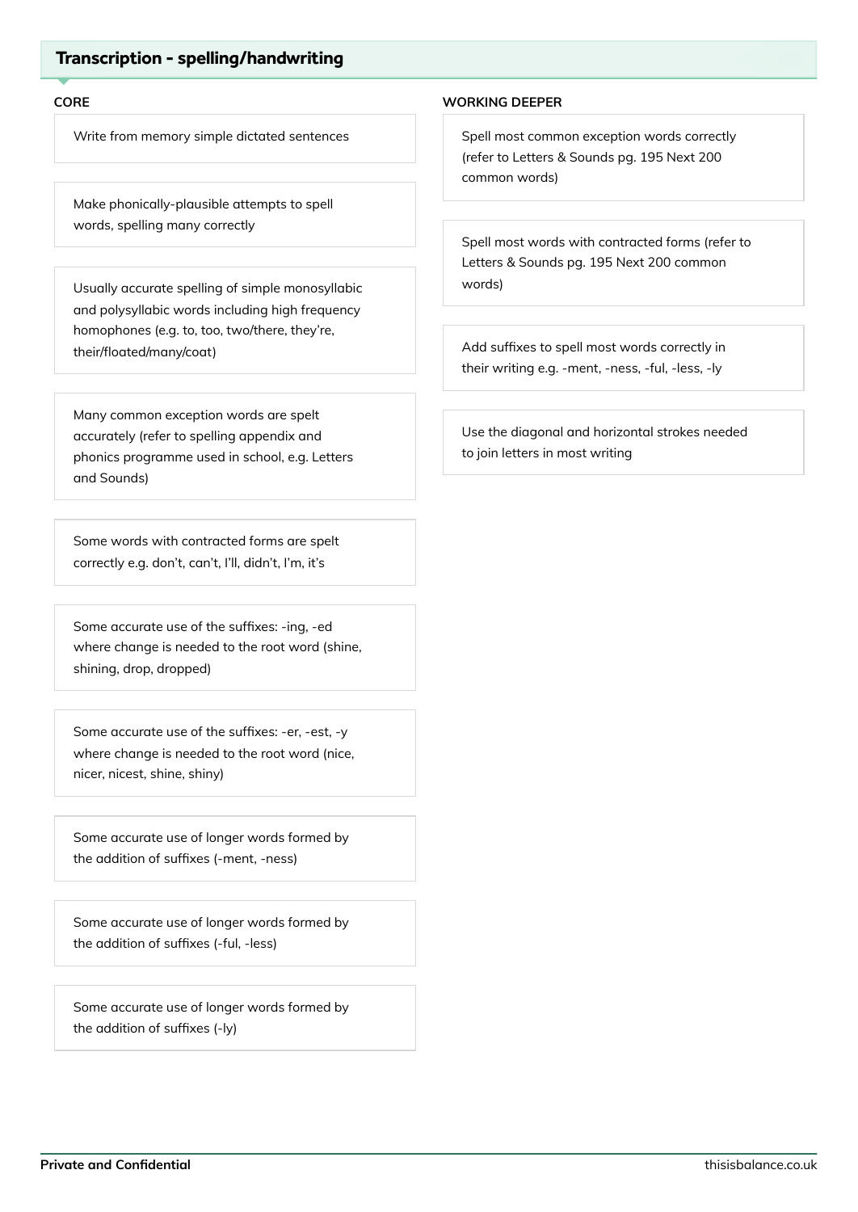## Transcription - spelling/handwriting

### CORE

- Write from memory simple dictated sentences
- Make phonically-plausible attempts to spell words, spelling many correctly
- Usually accurate spelling of simple monosyllabic and polysyllabic words including high frequency homophones (e.g. to, too, two/there, they're, their/floated/many/coat)
- Many common exception words are spelt accurately (refer to spelling appendix and phonics programme used in school, e.g. Letters and Sounds)
- Some words with contracted forms are spelt correctly e.g. don't, can't, I'll, didn't, I'm, it's
- Some accurate use of the suffixes: -ing, -ed where change is needed to the root word (shine, shining, drop, dropped)
- Some accurate use of the suffixes: -er, -est, -y where change is needed to the root word (nice, nicer, nicest, shine, shiny)
- Some accurate use of longer words formed by the addition of suffixes (-ment, -ness)
- Some accurate use of longer words formed by the addition of suffixes (-ful, -less)
- Some accurate use of longer words formed by the addition of suffixes (-ly)

### WORKING DEEPER

- Spell most common exception words correctly (refer to Letters & Sounds pg. 195 Next 200 common words)
- Spell most words with contracted forms (refer to Letters & Sounds pg. 195 Next 200 common words)
- Add suffixes to spell most words correctly in their writing e.g. -ment, -ness, -ful, -less, -ly
- Use the diagonal and horizontal strokes needed to join letters in most writing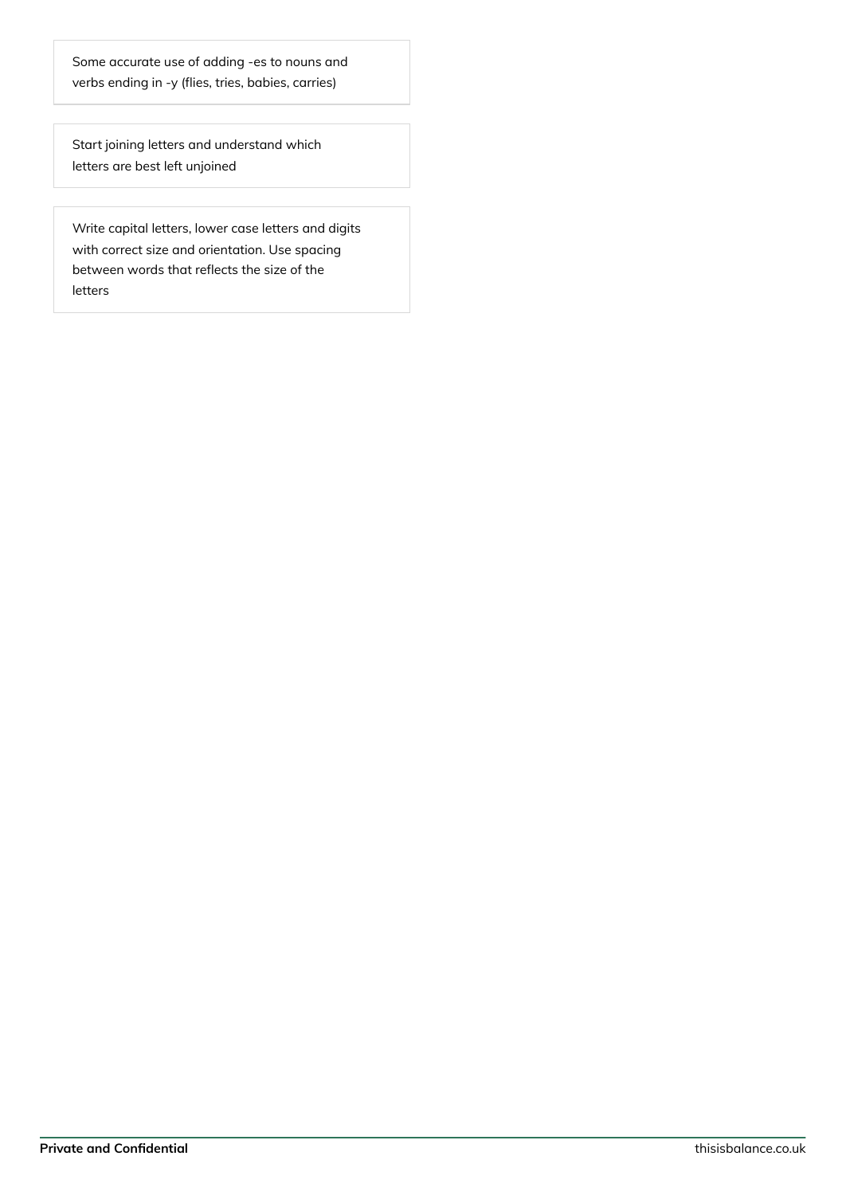Some accurate use of adding -es to nouns and verbs ending in -y (flies, tries, babies, carries)

Start joining letters and understand which letters are best left unjoined

Write capital letters, lower case letters and digits with correct size and orientation. Use spacing between words that reflects the size of the letters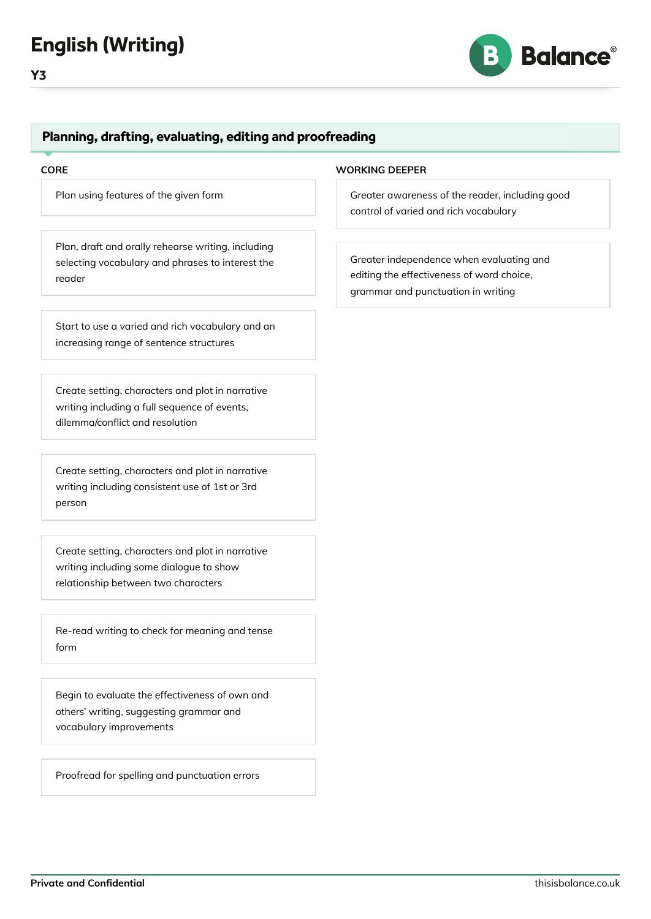# English (Writing)

**Y3**

## Planning, drafting, evaluating, editing and proofreading

### CORE

- Plan using features of the given form
- Plan, draft and orally rehearse writing, including selecting vocabulary and phrases to interest the reader
- Start to use a varied and rich vocabulary and an increasing range of sentence structures
- Create setting, characters and plot in narrative writing including a full sequence of events, dilemma/conflict and resolution
- Create setting, characters and plot in narrative writing including consistent use of 1st or 3rd person
- Create setting, characters and plot in narrative writing including some dialogue to show relationship between two characters
- Re-read writing to check for meaning and tense form
- Begin to evaluate the effectiveness of own and others' writing, suggesting grammar and vocabulary improvements
- Proofread for spelling and punctuation errors

### WORKING DEEPER

- Greater awareness of the reader, including good control of varied and rich vocabulary
- Greater independence when evaluating and editing the effectiveness of word choice, grammar and punctuation in writing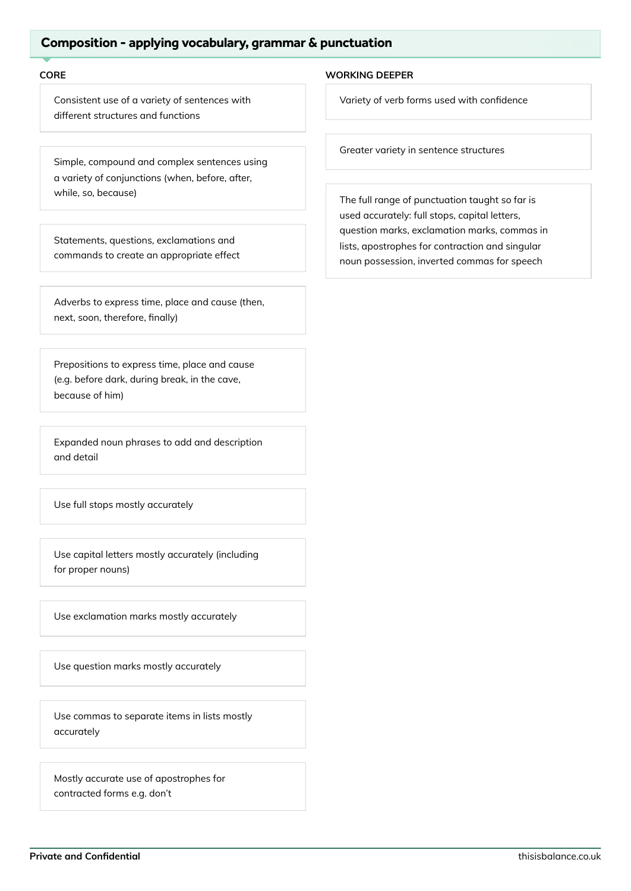## Composition - applying vocabulary, grammar & punctuation

### CORE

- Consistent use of a variety of sentences with different structures and functions
- Simple, compound and complex sentences using a variety of conjunctions (when, before, after, while, so, because)
- Statements, questions, exclamations and commands to create an appropriate effect
- Adverbs to express time, place and cause (then, next, soon, therefore, finally)
- Prepositions to express time, place and cause (e.g. before dark, during break, in the cave, because of him)
- Expanded noun phrases to add and description and detail
- Use full stops mostly accurately
- Use capital letters mostly accurately (including for proper nouns)
- Use exclamation marks mostly accurately
- Use question marks mostly accurately
- Use commas to separate items in lists mostly accurately
- Mostly accurate use of apostrophes for contracted forms e.g. don't

### WORKING DEEPER

- Variety of verb forms used with confidence
- Greater variety in sentence structures
- The full range of punctuation taught so far is used accurately: full stops, capital letters, question marks, exclamation marks, commas in lists, apostrophes for contraction and singular noun possession, inverted commas for speech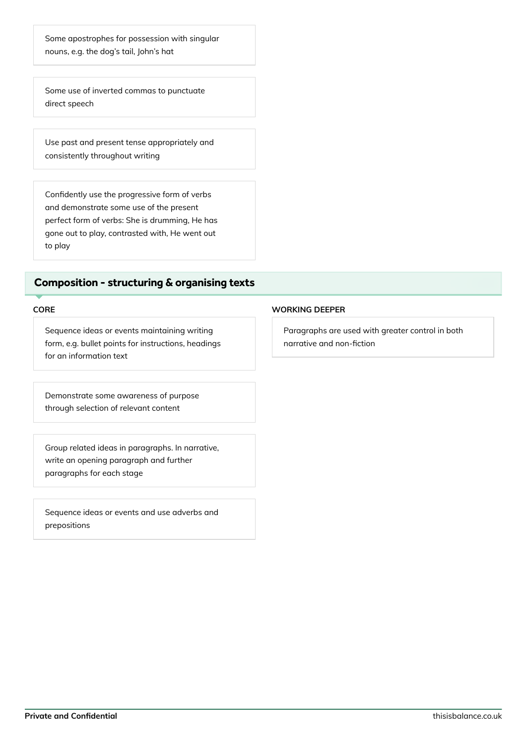- Some apostrophes for possession with singular nouns, e.g. the dog's tail, John's hat
- Some use of inverted commas to punctuate direct speech
- Use past and present tense appropriately and consistently throughout writing
- Confidently use the progressive form of verbs and demonstrate some use of the present perfect form of verbs: She is drumming, He has gone out to play, contrasted with, He went out to play

## Composition - structuring & organising texts

### CORE

- Sequence ideas or events maintaining writing form, e.g. bullet points for instructions, headings for an information text
- Demonstrate some awareness of purpose through selection of relevant content
- Group related ideas in paragraphs. In narrative, write an opening paragraph and further paragraphs for each stage
- Sequence ideas or events and use adverbs and prepositions

### WORKING DEEPER

- Paragraphs are used with greater control in both narrative and non-fiction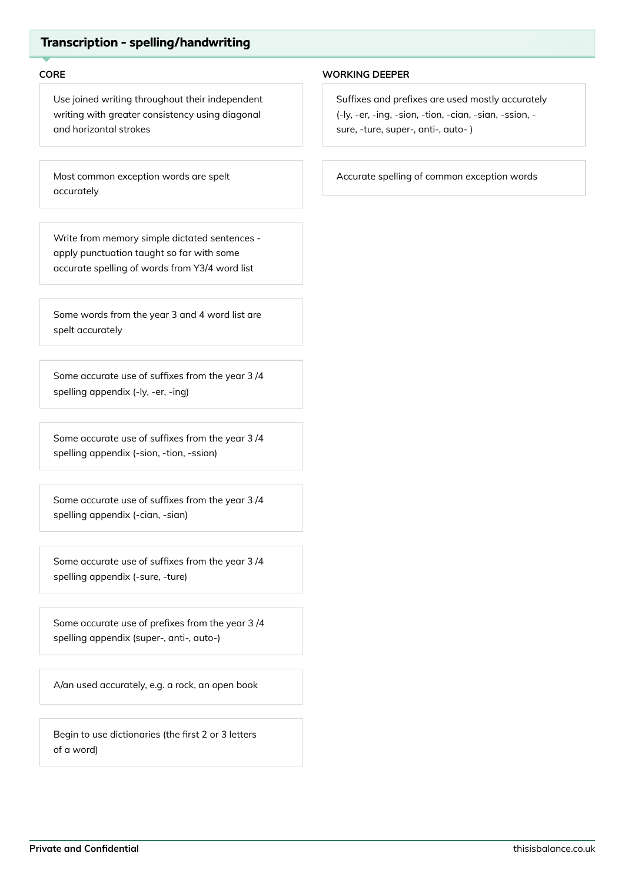## Transcription - spelling/handwriting

### CORE

- Use joined writing throughout their independent writing with greater consistency using diagonal and horizontal strokes
- Most common exception words are spelt accurately
- Write from memory simple dictated sentences - apply punctuation taught so far with some accurate spelling of words from Y3/4 word list
- Some words from the year 3 and 4 word list are spelt accurately
- Some accurate use of suffixes from the year 3 /4 spelling appendix (-ly, -er, -ing)
- Some accurate use of suffixes from the year 3 /4 spelling appendix (-sion, -tion, -ssion)
- Some accurate use of suffixes from the year 3 /4 spelling appendix (-cian, -sian)
- Some accurate use of suffixes from the year 3 /4 spelling appendix (-sure, -ture)
- Some accurate use of prefixes from the year 3 /4 spelling appendix (super-, anti-, auto-)
- A/an used accurately, e.g. a rock, an open book
- Begin to use dictionaries (the first 2 or 3 letters of a word)

### WORKING DEEPER

- Suffixes and prefixes are used mostly accurately (-ly, -er, -ing, -sion, -tion, -cian, -sian, -ssion, -sure, -ture, super-, anti-, auto- )
- Accurate spelling of common exception words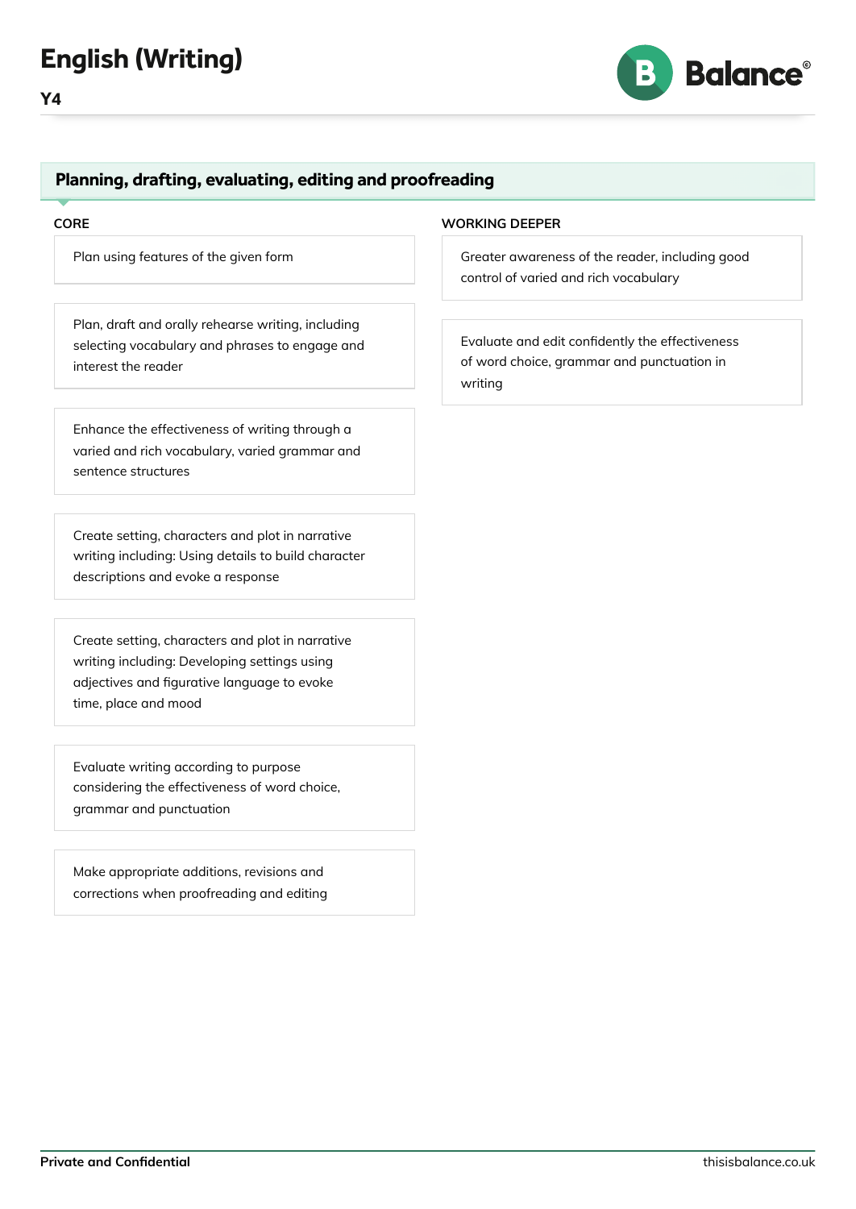# English (Writing)

**Y4**

## Planning, drafting, evaluating, editing and proofreading

### CORE

- Plan using features of the given form
- Plan, draft and orally rehearse writing, including selecting vocabulary and phrases to engage and interest the reader
- Enhance the effectiveness of writing through a varied and rich vocabulary, varied grammar and sentence structures
- Create setting, characters and plot in narrative writing including: Using details to build character descriptions and evoke a response
- Create setting, characters and plot in narrative writing including: Developing settings using adjectives and figurative language to evoke time, place and mood
- Evaluate writing according to purpose considering the effectiveness of word choice, grammar and punctuation
- Make appropriate additions, revisions and corrections when proofreading and editing

### WORKING DEEPER

- Greater awareness of the reader, including good control of varied and rich vocabulary
- Evaluate and edit confidently the effectiveness of word choice, grammar and punctuation in writing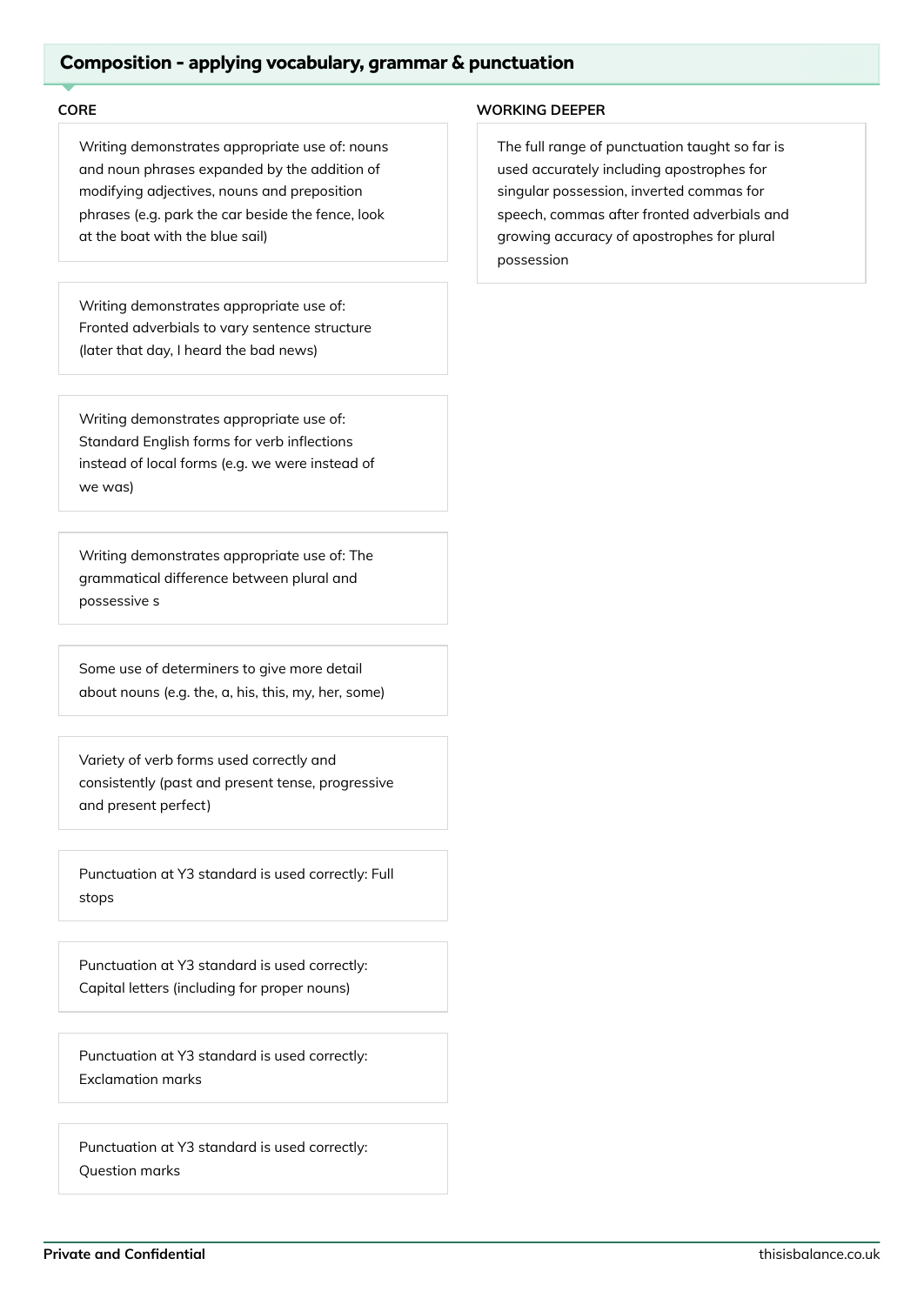## Composition - applying vocabulary, grammar & punctuation

### CORE

Writing demonstrates appropriate use of: nouns and noun phrases expanded by the addition of modifying adjectives, nouns and preposition phrases (e.g. park the car beside the fence, look at the boat with the blue sail)

Writing demonstrates appropriate use of: Fronted adverbials to vary sentence structure (later that day, I heard the bad news)

Writing demonstrates appropriate use of: Standard English forms for verb inflections instead of local forms (e.g. we were instead of we was)

Writing demonstrates appropriate use of: The grammatical difference between plural and possessive s

Some use of determiners to give more detail about nouns (e.g. the, a, his, this, my, her, some)

Variety of verb forms used correctly and consistently (past and present tense, progressive and present perfect)

Punctuation at Y3 standard is used correctly: Full stops

Punctuation at Y3 standard is used correctly: Capital letters (including for proper nouns)

Punctuation at Y3 standard is used correctly: Exclamation marks

Punctuation at Y3 standard is used correctly: Question marks

### WORKING DEEPER

The full range of punctuation taught so far is used accurately including apostrophes for singular possession, inverted commas for speech, commas after fronted adverbials and growing accuracy of apostrophes for plural possession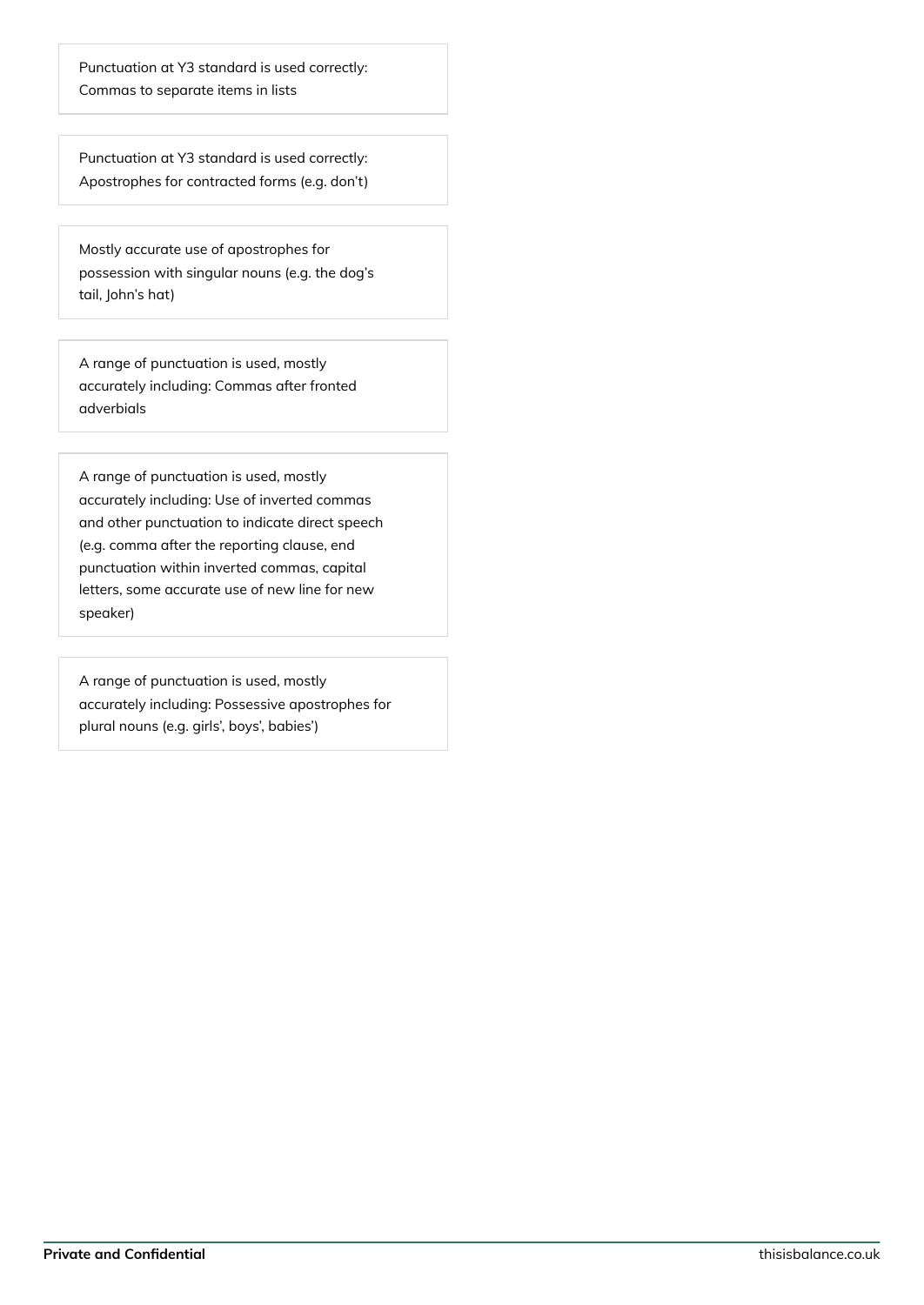Punctuation at Y3 standard is used correctly: Commas to separate items in lists

Punctuation at Y3 standard is used correctly: Apostrophes for contracted forms (e.g. don't)

Mostly accurate use of apostrophes for possession with singular nouns (e.g. the dog's tail, John's hat)

A range of punctuation is used, mostly accurately including: Commas after fronted adverbials

A range of punctuation is used, mostly accurately including: Use of inverted commas and other punctuation to indicate direct speech (e.g. comma after the reporting clause, end punctuation within inverted commas, capital letters, some accurate use of new line for new speaker)

A range of punctuation is used, mostly accurately including: Possessive apostrophes for plural nouns (e.g. girls', boys', babies')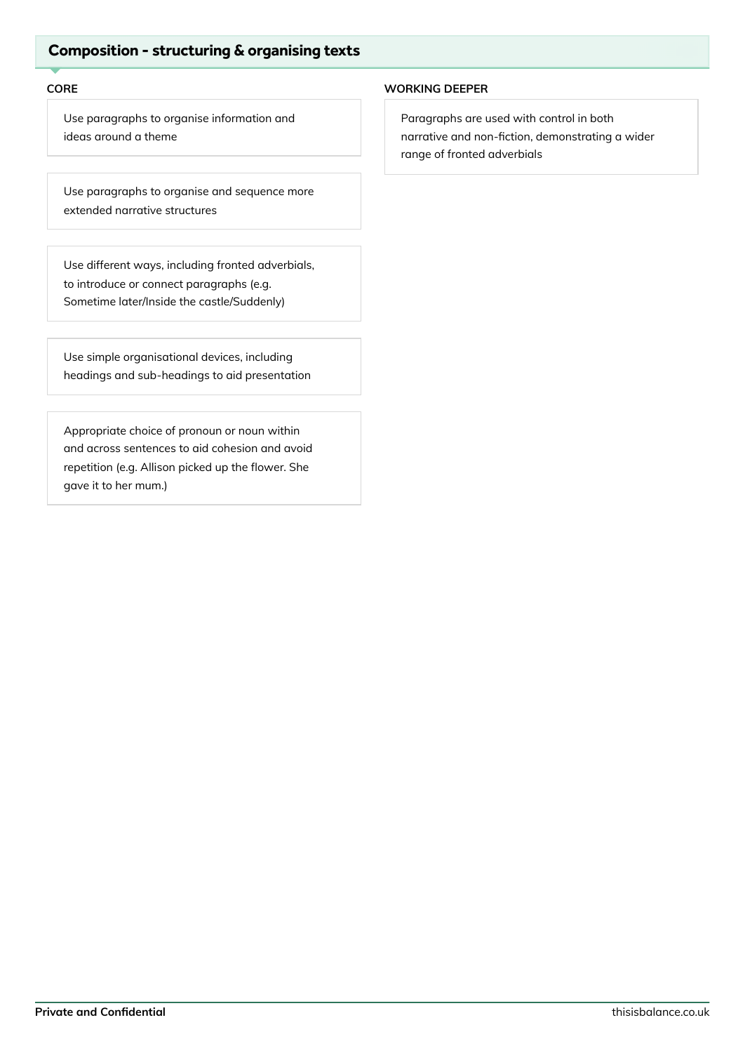## Composition - structuring & organising texts

**CORE**

- Use paragraphs to organise information and ideas around a theme
- Use paragraphs to organise and sequence more extended narrative structures
- Use different ways, including fronted adverbials, to introduce or connect paragraphs (e.g. Sometime later/Inside the castle/Suddenly)
- Use simple organisational devices, including headings and sub-headings to aid presentation
- Appropriate choice of pronoun or noun within and across sentences to aid cohesion and avoid repetition (e.g. Allison picked up the flower. She gave it to her mum.)

**WORKING DEEPER**

- Paragraphs are used with control in both narrative and non-fiction, demonstrating a wider range of fronted adverbials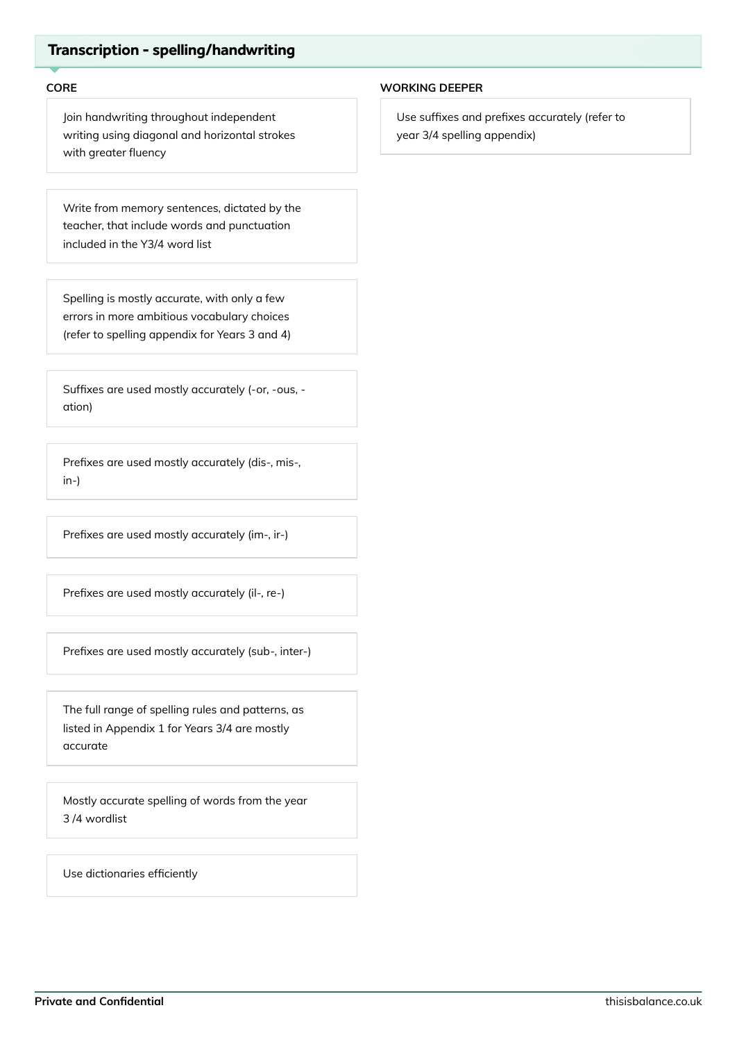## Transcription - spelling/handwriting

### CORE

- Join handwriting throughout independent writing using diagonal and horizontal strokes with greater fluency
- Write from memory sentences, dictated by the teacher, that include words and punctuation included in the Y3/4 word list
- Spelling is mostly accurate, with only a few errors in more ambitious vocabulary choices (refer to spelling appendix for Years 3 and 4)
- Suffixes are used mostly accurately (-or, -ous, -ation)
- Prefixes are used mostly accurately (dis-, mis-, in-)
- Prefixes are used mostly accurately (im-, ir-)
- Prefixes are used mostly accurately (il-, re-)
- Prefixes are used mostly accurately (sub-, inter-)
- The full range of spelling rules and patterns, as listed in Appendix 1 for Years 3/4 are mostly accurate
- Mostly accurate spelling of words from the year 3 /4 wordlist
- Use dictionaries efficiently

### WORKING DEEPER

- Use suffixes and prefixes accurately (refer to year 3/4 spelling appendix)

**Private and Confidential**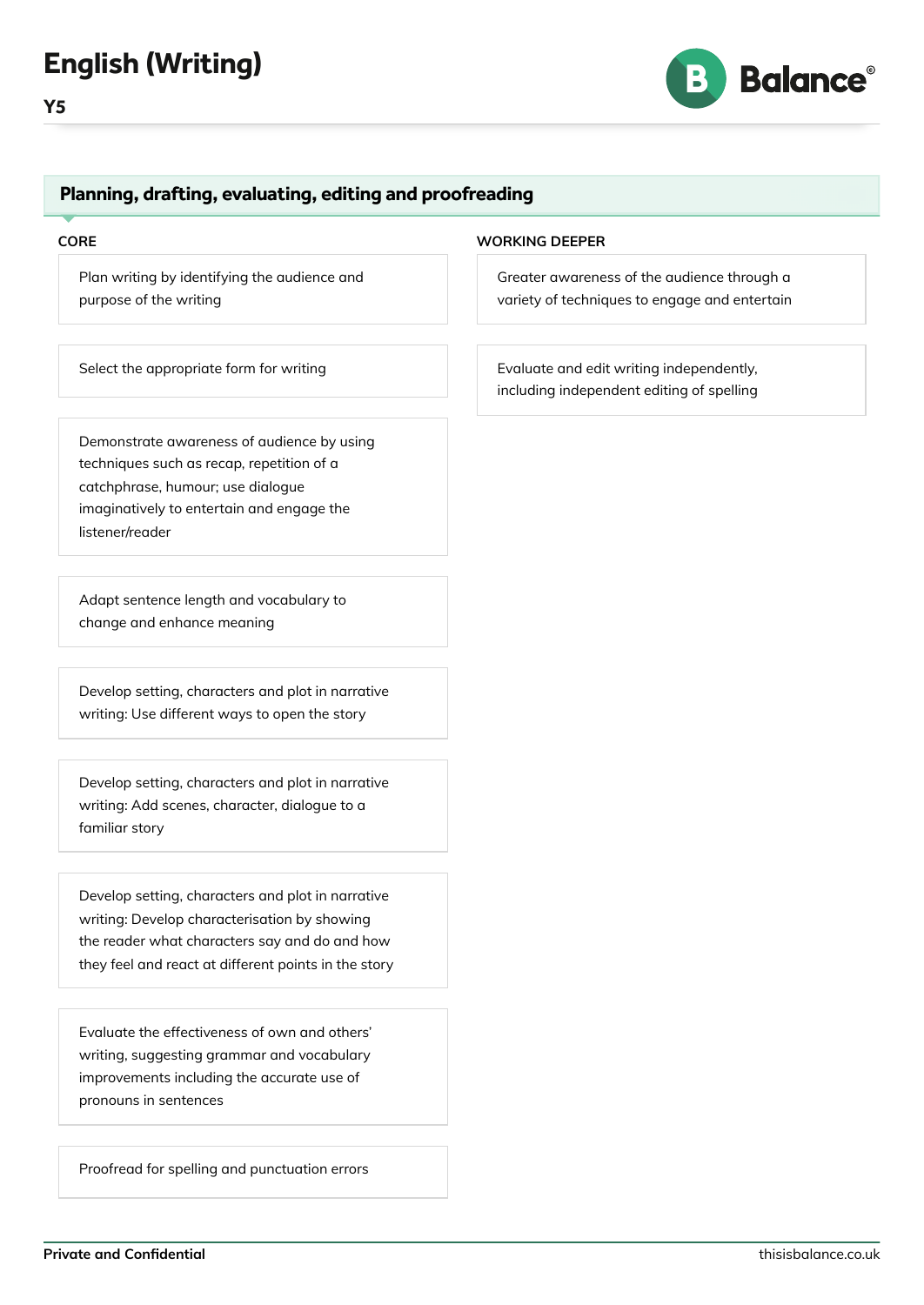# English (Writing)

**Y5**

## Planning, drafting, evaluating, editing and proofreading

### CORE

- Plan writing by identifying the audience and purpose of the writing
- Select the appropriate form for writing
- Demonstrate awareness of audience by using techniques such as recap, repetition of a catchphrase, humour; use dialogue imaginatively to entertain and engage the listener/reader
- Adapt sentence length and vocabulary to change and enhance meaning
- Develop setting, characters and plot in narrative writing: Use different ways to open the story
- Develop setting, characters and plot in narrative writing: Add scenes, character, dialogue to a familiar story
- Develop setting, characters and plot in narrative writing: Develop characterisation by showing the reader what characters say and do and how they feel and react at different points in the story
- Evaluate the effectiveness of own and others' writing, suggesting grammar and vocabulary improvements including the accurate use of pronouns in sentences
- Proofread for spelling and punctuation errors

### WORKING DEEPER

- Greater awareness of the audience through a variety of techniques to engage and entertain
- Evaluate and edit writing independently, including independent editing of spelling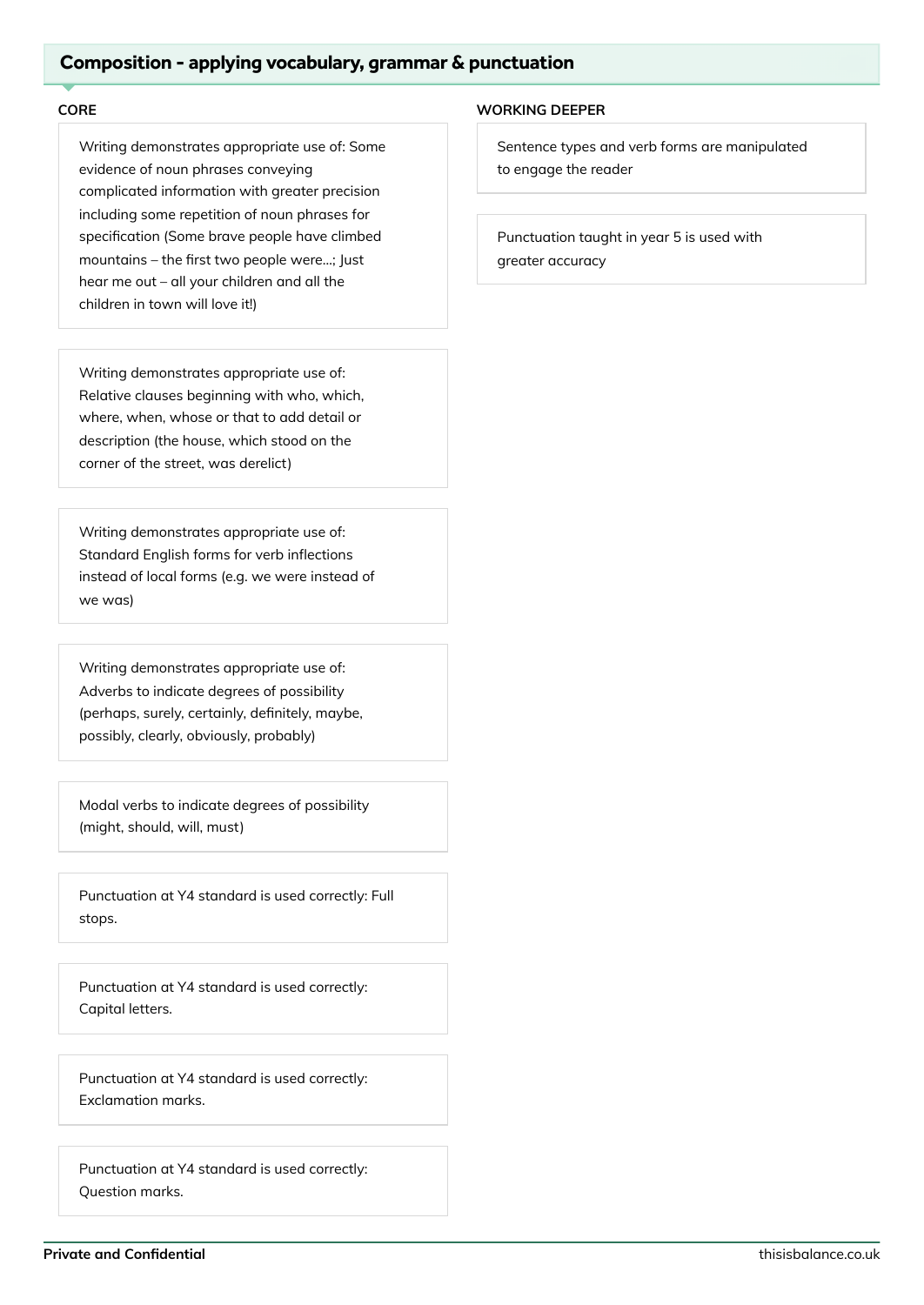## Composition - applying vocabulary, grammar & punctuation

### CORE

Writing demonstrates appropriate use of: Some evidence of noun phrases conveying complicated information with greater precision including some repetition of noun phrases for specification (Some brave people have climbed mountains – the first two people were...; Just hear me out – all your children and all the children in town will love it!)

Writing demonstrates appropriate use of: Relative clauses beginning with who, which, where, when, whose or that to add detail or description (the house, which stood on the corner of the street, was derelict)

Writing demonstrates appropriate use of: Standard English forms for verb inflections instead of local forms (e.g. we were instead of we was)

Writing demonstrates appropriate use of: Adverbs to indicate degrees of possibility (perhaps, surely, certainly, definitely, maybe, possibly, clearly, obviously, probably)

Modal verbs to indicate degrees of possibility (might, should, will, must)

Punctuation at Y4 standard is used correctly: Full stops.

Punctuation at Y4 standard is used correctly: Capital letters.

Punctuation at Y4 standard is used correctly: Exclamation marks.

Punctuation at Y4 standard is used correctly: Question marks.

### WORKING DEEPER

Sentence types and verb forms are manipulated to engage the reader

Punctuation taught in year 5 is used with greater accuracy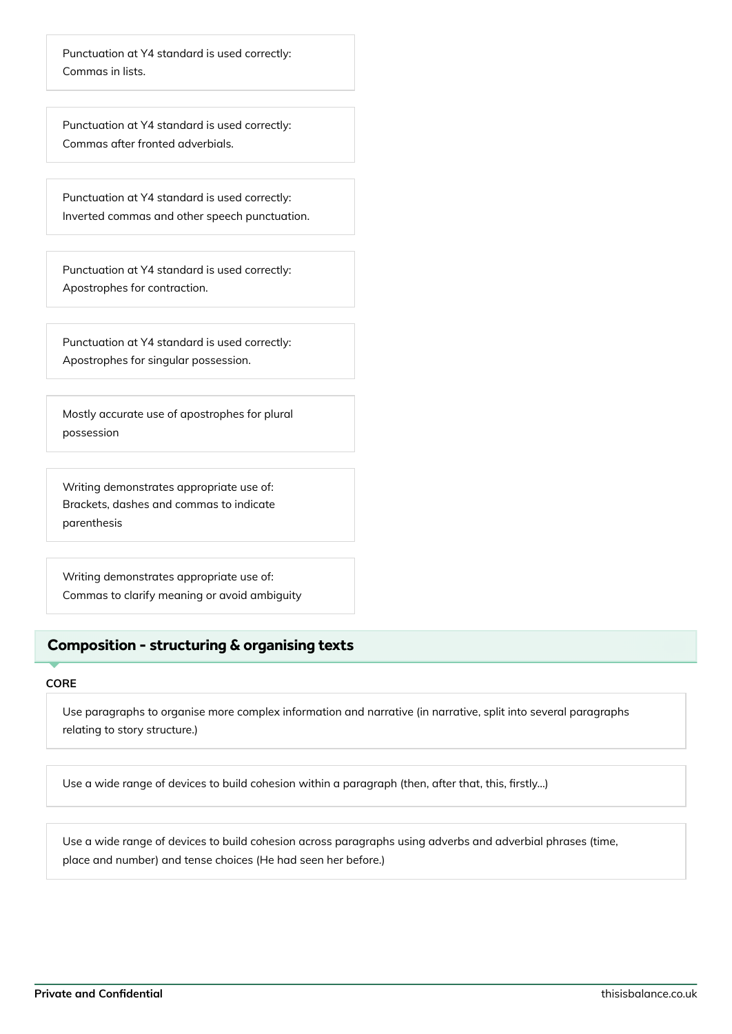Punctuation at Y4 standard is used correctly:
Commas in lists.

Punctuation at Y4 standard is used correctly:
Commas after fronted adverbials.

Punctuation at Y4 standard is used correctly:
Inverted commas and other speech punctuation.

Punctuation at Y4 standard is used correctly:
Apostrophes for contraction.

Punctuation at Y4 standard is used correctly:
Apostrophes for singular possession.

Mostly accurate use of apostrophes for plural possession

Writing demonstrates appropriate use of:
Brackets, dashes and commas to indicate parenthesis

Writing demonstrates appropriate use of:
Commas to clarify meaning or avoid ambiguity

## Composition - structuring & organising texts

**CORE**

Use paragraphs to organise more complex information and narrative (in narrative, split into several paragraphs relating to story structure.)

Use a wide range of devices to build cohesion within a paragraph (then, after that, this, firstly...)

Use a wide range of devices to build cohesion across paragraphs using adverbs and adverbial phrases (time, place and number) and tense choices (He had seen her before.)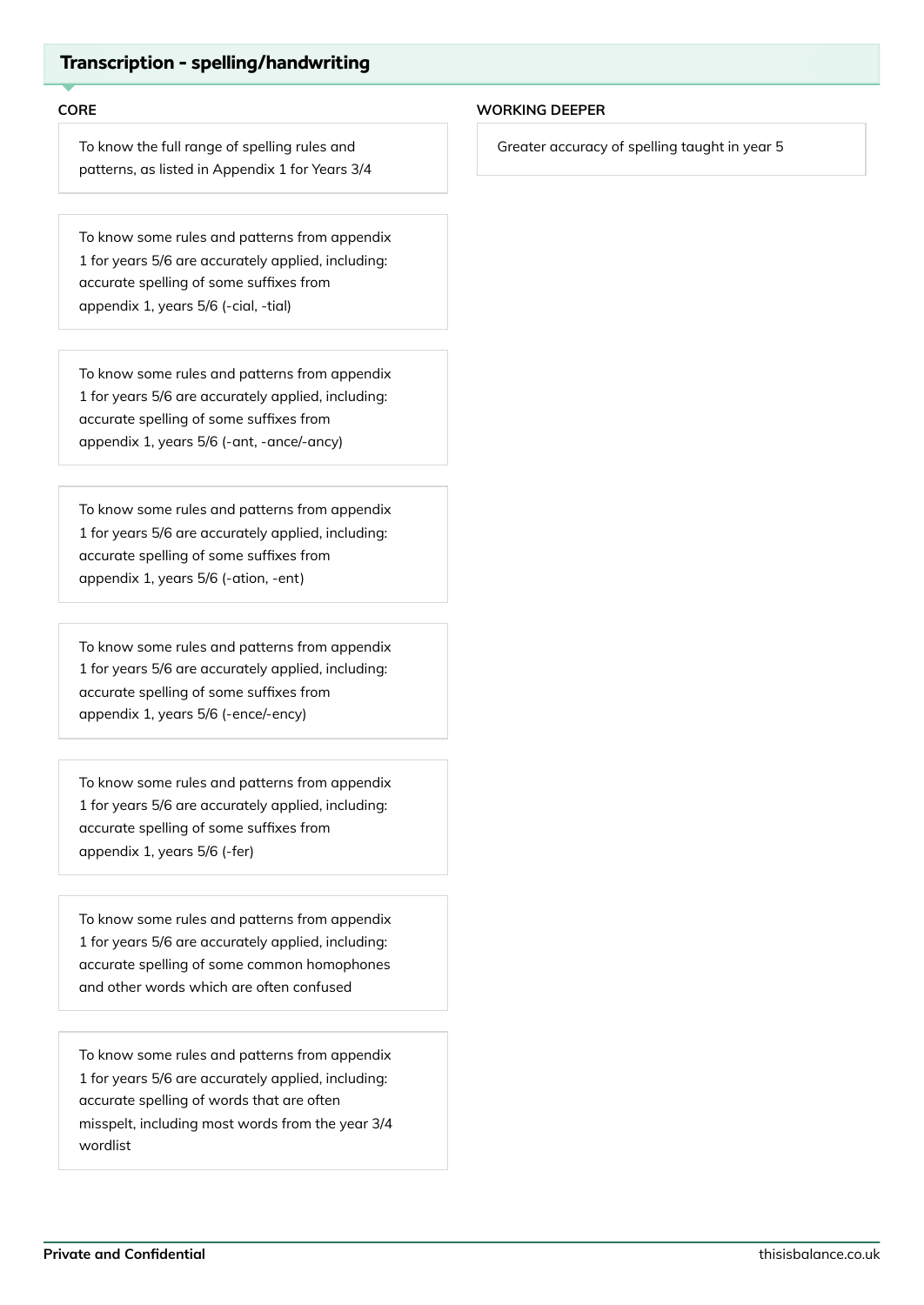## Transcription - spelling/handwriting

**CORE**

To know the full range of spelling rules and patterns, as listed in Appendix 1 for Years 3/4

To know some rules and patterns from appendix 1 for years 5/6 are accurately applied, including: accurate spelling of some suffixes from appendix 1, years 5/6 (-cial, -tial)

To know some rules and patterns from appendix 1 for years 5/6 are accurately applied, including: accurate spelling of some suffixes from appendix 1, years 5/6 (-ant, -ance/-ancy)

To know some rules and patterns from appendix 1 for years 5/6 are accurately applied, including: accurate spelling of some suffixes from appendix 1, years 5/6 (-ation, -ent)

To know some rules and patterns from appendix 1 for years 5/6 are accurately applied, including: accurate spelling of some suffixes from appendix 1, years 5/6 (-ence/-ency)

To know some rules and patterns from appendix 1 for years 5/6 are accurately applied, including: accurate spelling of some suffixes from appendix 1, years 5/6 (-fer)

To know some rules and patterns from appendix 1 for years 5/6 are accurately applied, including: accurate spelling of some common homophones and other words which are often confused

To know some rules and patterns from appendix 1 for years 5/6 are accurately applied, including: accurate spelling of words that are often misspelt, including most words from the year 3/4 wordlist

**WORKING DEEPER**

Greater accuracy of spelling taught in year 5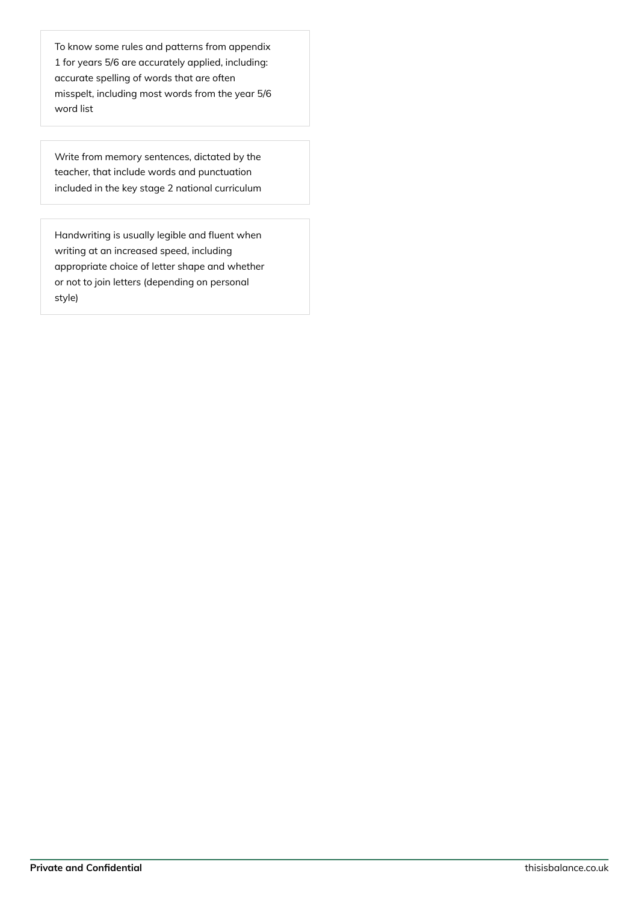To know some rules and patterns from appendix 1 for years 5/6 are accurately applied, including: accurate spelling of words that are often misspelt, including most words from the year 5/6 word list

Write from memory sentences, dictated by the teacher, that include words and punctuation included in the key stage 2 national curriculum

Handwriting is usually legible and fluent when writing at an increased speed, including appropriate choice of letter shape and whether or not to join letters (depending on personal style)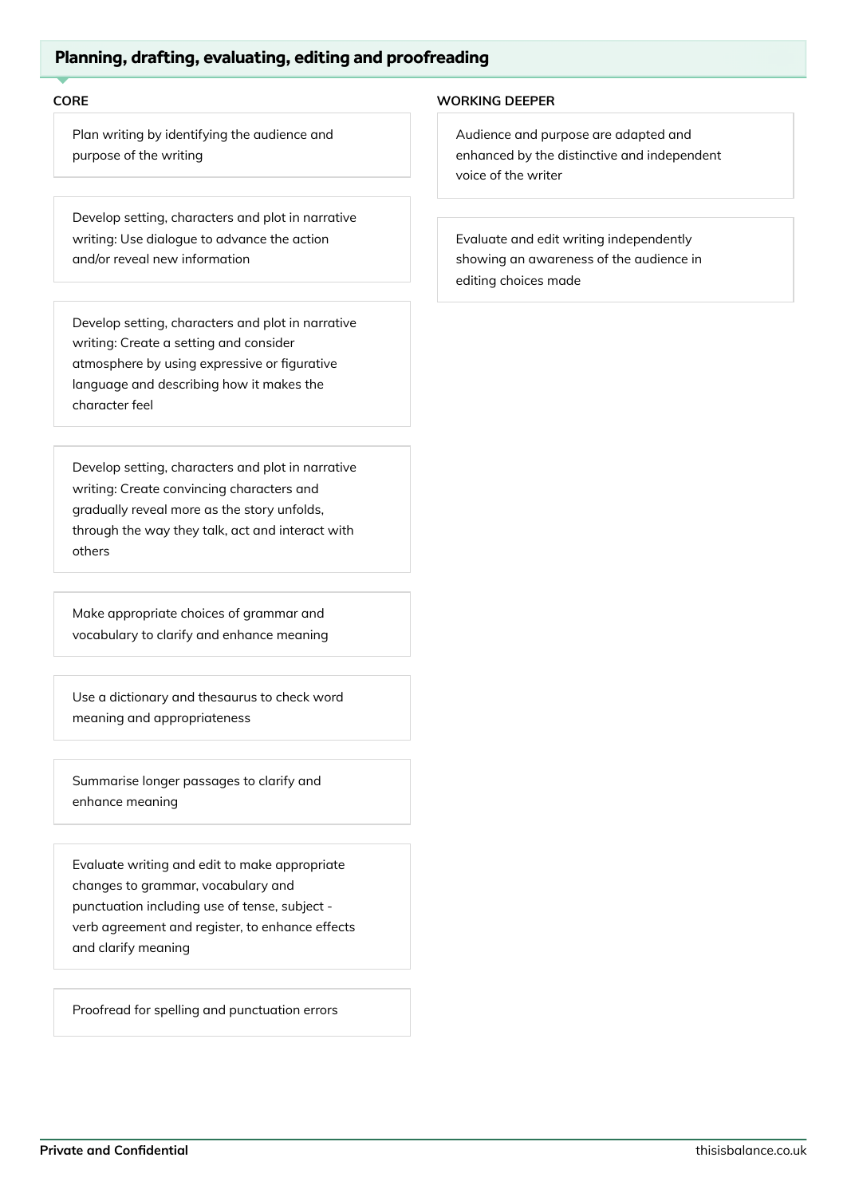## Planning, drafting, evaluating, editing and proofreading

### CORE

Plan writing by identifying the audience and purpose of the writing

Develop setting, characters and plot in narrative writing: Use dialogue to advance the action and/or reveal new information

Develop setting, characters and plot in narrative writing: Create a setting and consider atmosphere by using expressive or figurative language and describing how it makes the character feel

Develop setting, characters and plot in narrative writing: Create convincing characters and gradually reveal more as the story unfolds, through the way they talk, act and interact with others

Make appropriate choices of grammar and vocabulary to clarify and enhance meaning

Use a dictionary and thesaurus to check word meaning and appropriateness

Summarise longer passages to clarify and enhance meaning

Evaluate writing and edit to make appropriate changes to grammar, vocabulary and punctuation including use of tense, subject - verb agreement and register, to enhance effects and clarify meaning

Proofread for spelling and punctuation errors

### WORKING DEEPER

Audience and purpose are adapted and enhanced by the distinctive and independent voice of the writer

Evaluate and edit writing independently showing an awareness of the audience in editing choices made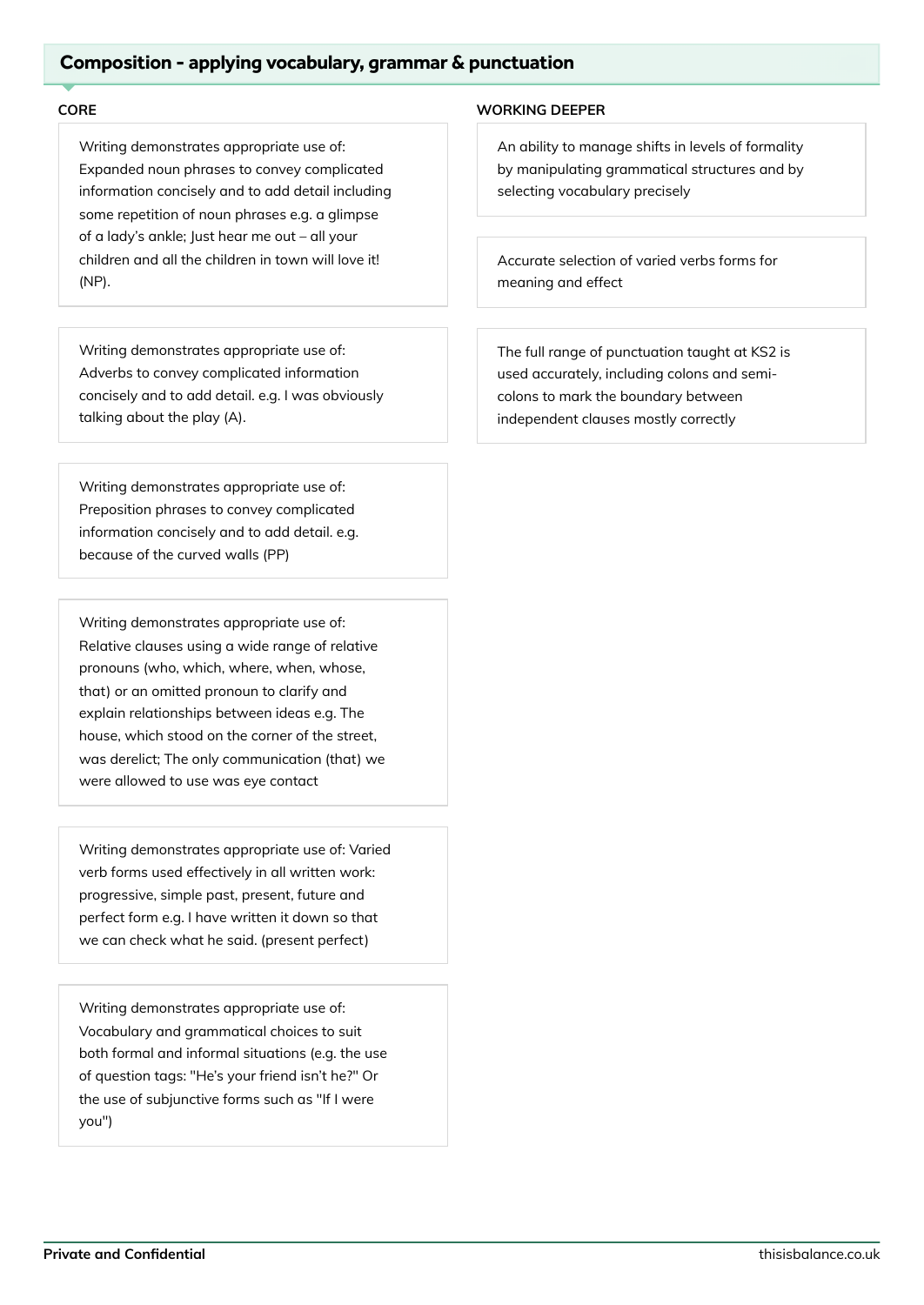## Composition - applying vocabulary, grammar & punctuation

### CORE

Writing demonstrates appropriate use of: Expanded noun phrases to convey complicated information concisely and to add detail including some repetition of noun phrases e.g. a glimpse of a lady's ankle; Just hear me out – all your children and all the children in town will love it! (NP).

Writing demonstrates appropriate use of: Adverbs to convey complicated information concisely and to add detail. e.g. I was obviously talking about the play (A).

Writing demonstrates appropriate use of: Preposition phrases to convey complicated information concisely and to add detail. e.g. because of the curved walls (PP)

Writing demonstrates appropriate use of: Relative clauses using a wide range of relative pronouns (who, which, where, when, whose, that) or an omitted pronoun to clarify and explain relationships between ideas e.g. The house, which stood on the corner of the street, was derelict; The only communication (that) we were allowed to use was eye contact

Writing demonstrates appropriate use of: Varied verb forms used effectively in all written work: progressive, simple past, present, future and perfect form e.g. I have written it down so that we can check what he said. (present perfect)

Writing demonstrates appropriate use of: Vocabulary and grammatical choices to suit both formal and informal situations (e.g. the use of question tags: "He's your friend isn't he?" Or the use of subjunctive forms such as "If I were you")

### WORKING DEEPER

An ability to manage shifts in levels of formality by manipulating grammatical structures and by selecting vocabulary precisely

Accurate selection of varied verbs forms for meaning and effect

The full range of punctuation taught at KS2 is used accurately, including colons and semi-colons to mark the boundary between independent clauses mostly correctly

**Private and Confidential** thisisbalance.co.uk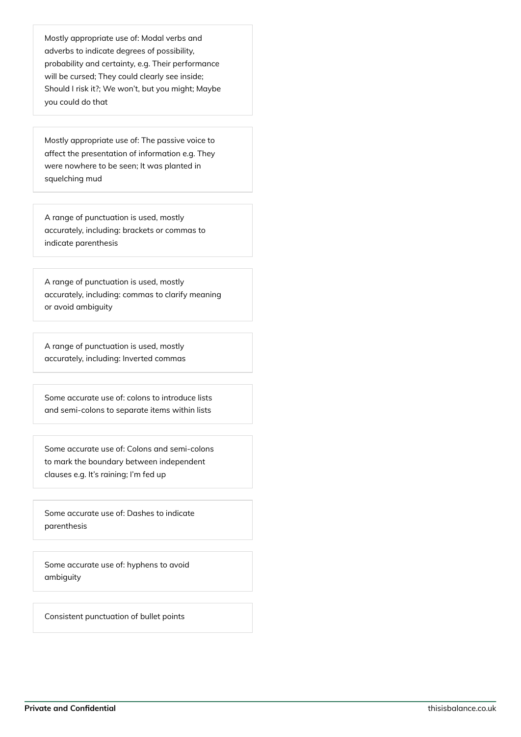Mostly appropriate use of: Modal verbs and adverbs to indicate degrees of possibility, probability and certainty, e.g. Their performance will be cursed; They could clearly see inside; Should I risk it?; We won't, but you might; Maybe you could do that

Mostly appropriate use of: The passive voice to affect the presentation of information e.g. They were nowhere to be seen; It was planted in squelching mud

A range of punctuation is used, mostly accurately, including: brackets or commas to indicate parenthesis

A range of punctuation is used, mostly accurately, including: commas to clarify meaning or avoid ambiguity

A range of punctuation is used, mostly accurately, including: Inverted commas

Some accurate use of: colons to introduce lists and semi-colons to separate items within lists

Some accurate use of: Colons and semi-colons to mark the boundary between independent clauses e.g. It's raining; I'm fed up

Some accurate use of: Dashes to indicate parenthesis

Some accurate use of: hyphens to avoid ambiguity

Consistent punctuation of bullet points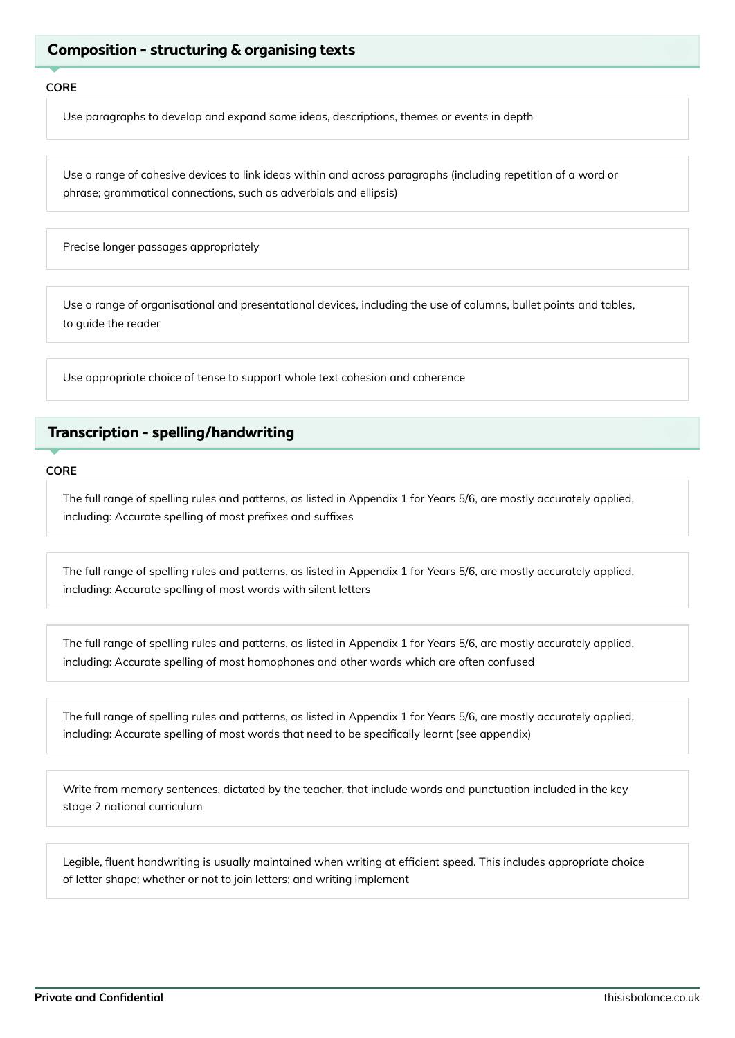## Composition - structuring & organising texts

**CORE**

Use paragraphs to develop and expand some ideas, descriptions, themes or events in depth

Use a range of cohesive devices to link ideas within and across paragraphs (including repetition of a word or phrase; grammatical connections, such as adverbials and ellipsis)

Precise longer passages appropriately

Use a range of organisational and presentational devices, including the use of columns, bullet points and tables, to guide the reader

Use appropriate choice of tense to support whole text cohesion and coherence

## Transcription - spelling/handwriting

**CORE**

The full range of spelling rules and patterns, as listed in Appendix 1 for Years 5/6, are mostly accurately applied, including: Accurate spelling of most prefixes and suffixes

The full range of spelling rules and patterns, as listed in Appendix 1 for Years 5/6, are mostly accurately applied, including: Accurate spelling of most words with silent letters

The full range of spelling rules and patterns, as listed in Appendix 1 for Years 5/6, are mostly accurately applied, including: Accurate spelling of most homophones and other words which are often confused

The full range of spelling rules and patterns, as listed in Appendix 1 for Years 5/6, are mostly accurately applied, including: Accurate spelling of most words that need to be specifically learnt (see appendix)

Write from memory sentences, dictated by the teacher, that include words and punctuation included in the key stage 2 national curriculum

Legible, fluent handwriting is usually maintained when writing at efficient speed. This includes appropriate choice of letter shape; whether or not to join letters; and writing implement